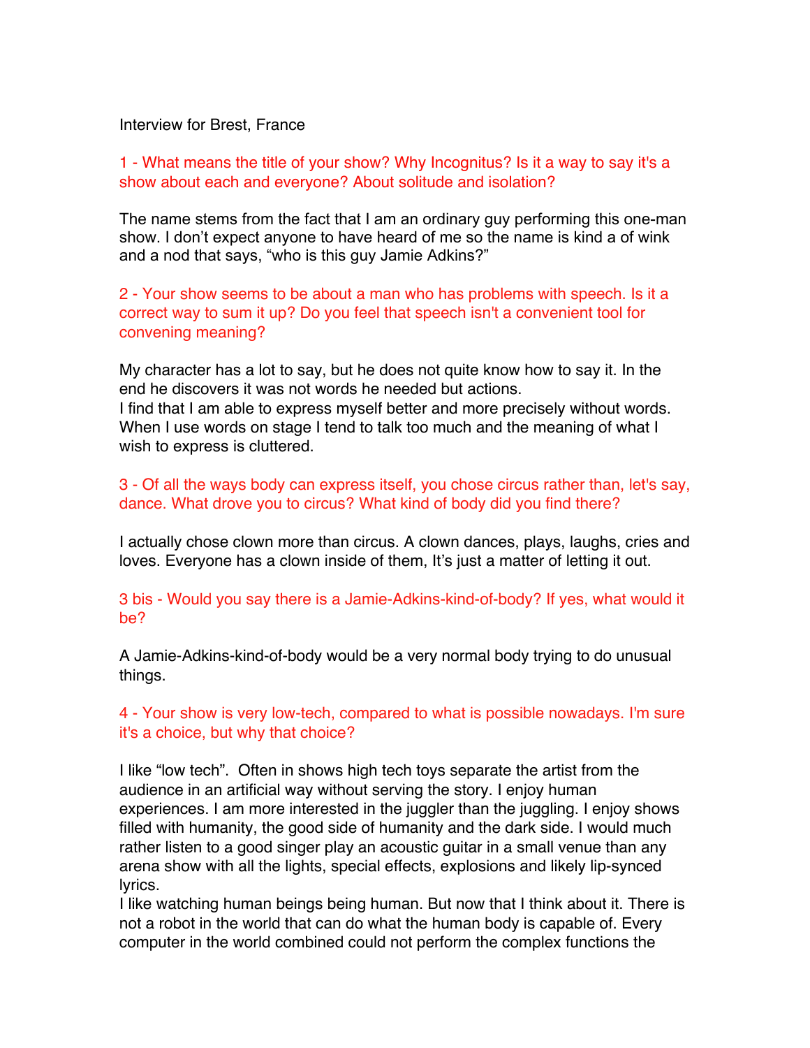Interview for Brest, France

1 - What means the title of your show? Why Incognitus? Is it a way to say it's a show about each and everyone? About solitude and isolation?

The name stems from the fact that I am an ordinary guy performing this one-man show. I don't expect anyone to have heard of me so the name is kind a of wink and a nod that says, "who is this guy Jamie Adkins?"

2 - Your show seems to be about a man who has problems with speech. Is it a correct way to sum it up? Do you feel that speech isn't a convenient tool for convening meaning?

My character has a lot to say, but he does not quite know how to say it. In the end he discovers it was not words he needed but actions.
I find that I am able to express myself better and more precisely without words. When I use words on stage I tend to talk too much and the meaning of what I wish to express is cluttered.

3 - Of all the ways body can express itself, you chose circus rather than, let's say, dance. What drove you to circus? What kind of body did you find there?

I actually chose clown more than circus. A clown dances, plays, laughs, cries and loves. Everyone has a clown inside of them, It's just a matter of letting it out.

3 bis - Would you say there is a Jamie-Adkins-kind-of-body? If yes, what would it be?

A Jamie-Adkins-kind-of-body would be a very normal body trying to do unusual things.

4 - Your show is very low-tech, compared to what is possible nowadays. I'm sure it's a choice, but why that choice?

I like "low tech". Often in shows high tech toys separate the artist from the audience in an artificial way without serving the story. I enjoy human experiences. I am more interested in the juggler than the juggling. I enjoy shows filled with humanity, the good side of humanity and the dark side. I would much rather listen to a good singer play an acoustic guitar in a small venue than any arena show with all the lights, special effects, explosions and likely lip-synced lyrics.
I like watching human beings being human. But now that I think about it. There is not a robot in the world that can do what the human body is capable of. Every computer in the world combined could not perform the complex functions the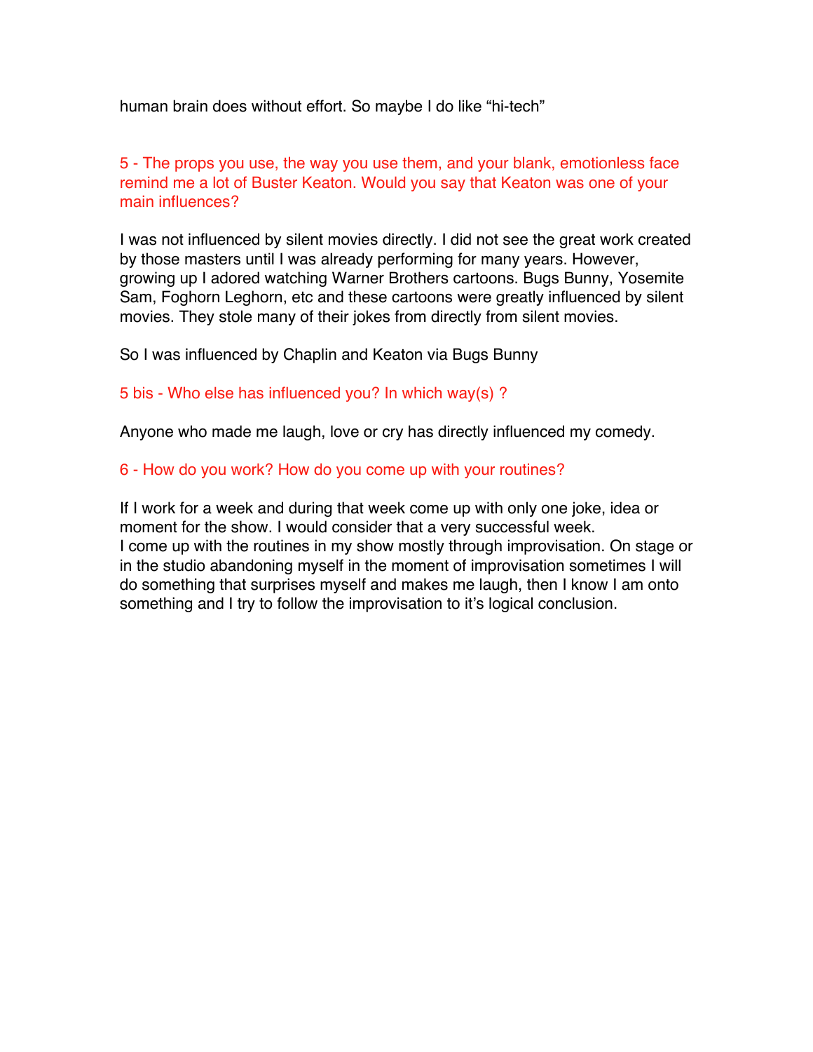human brain does without effort. So maybe I do like "hi-tech"

5 - The props you use, the way you use them, and your blank, emotionless face remind me a lot of Buster Keaton. Would you say that Keaton was one of your main influences?

I was not influenced by silent movies directly. I did not see the great work created by those masters until I was already performing for many years. However, growing up I adored watching Warner Brothers cartoons. Bugs Bunny, Yosemite Sam, Foghorn Leghorn, etc and these cartoons were greatly influenced by silent movies. They stole many of their jokes from directly from silent movies.

So I was influenced by Chaplin and Keaton via Bugs Bunny

5 bis - Who else has influenced you? In which way(s) ?

Anyone who made me laugh, love or cry has directly influenced my comedy.

6 - How do you work? How do you come up with your routines?

If I work for a week and during that week come up with only one joke, idea or moment for the show. I would consider that a very successful week.
I come up with the routines in my show mostly through improvisation. On stage or in the studio abandoning myself in the moment of improvisation sometimes I will do something that surprises myself and makes me laugh, then I know I am onto something and I try to follow the improvisation to it's logical conclusion.